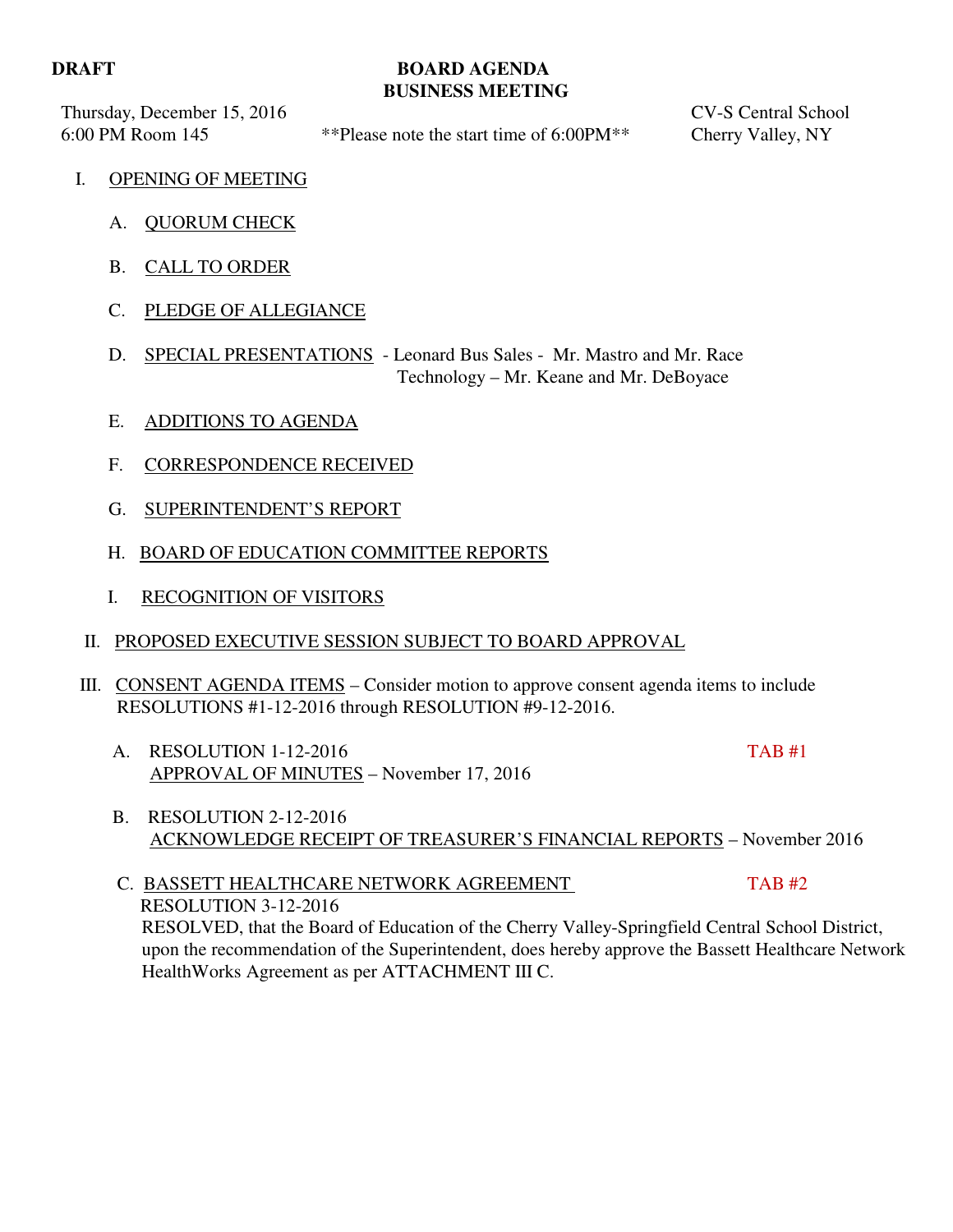**DRAFT**

# BOARD AGENDA
## BUSINESS MEETING

Thursday, December 15, 2016
6:00 PM Room 145 **Please note the start time of 6:00PM**

CV-S Central School
Cherry Valley, NY

I. OPENING OF MEETING

A. QUORUM CHECK

B. CALL TO ORDER

C. PLEDGE OF ALLEGIANCE

D. SPECIAL PRESENTATIONS - Leonard Bus Sales - Mr. Mastro and Mr. Race
Technology – Mr. Keane and Mr. DeBoyace

E. ADDITIONS TO AGENDA

F. CORRESPONDENCE RECEIVED

G. SUPERINTENDENT'S REPORT

H. BOARD OF EDUCATION COMMITTEE REPORTS

I. RECOGNITION OF VISITORS

II. PROPOSED EXECUTIVE SESSION SUBJECT TO BOARD APPROVAL

III. CONSENT AGENDA ITEMS – Consider motion to approve consent agenda items to include RESOLUTIONS #1-12-2016 through RESOLUTION #9-12-2016.

A. RESOLUTION 1-12-2016 TAB #1
APPROVAL OF MINUTES – November 17, 2016

B. RESOLUTION 2-12-2016
ACKNOWLEDGE RECEIPT OF TREASURER'S FINANCIAL REPORTS – November 2016

C. BASSETT HEALTHCARE NETWORK AGREEMENT TAB #2
RESOLUTION 3-12-2016
RESOLVED, that the Board of Education of the Cherry Valley-Springfield Central School District, upon the recommendation of the Superintendent, does hereby approve the Bassett Healthcare Network HealthWorks Agreement as per ATTACHMENT III C.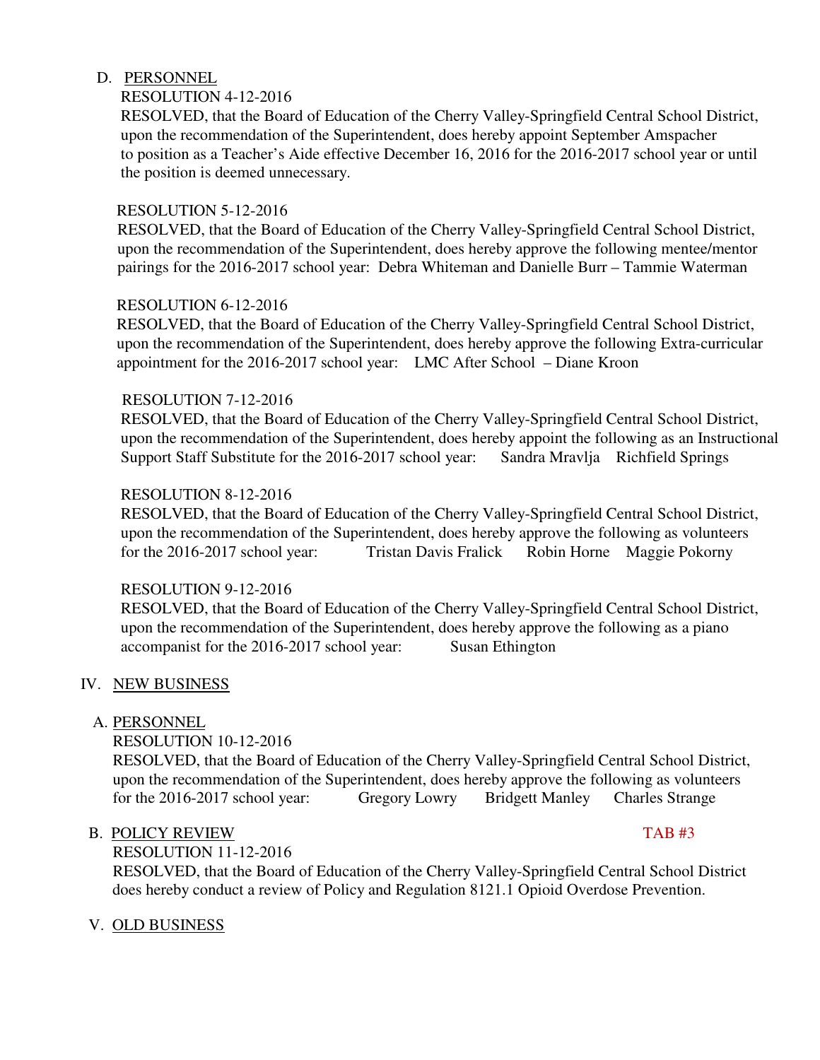D. PERSONNEL

RESOLUTION 4-12-2016

RESOLVED, that the Board of Education of the Cherry Valley-Springfield Central School District, upon the recommendation of the Superintendent, does hereby appoint September Amspacher to position as a Teacher's Aide effective December 16, 2016 for the 2016-2017 school year or until the position is deemed unnecessary.

RESOLUTION 5-12-2016

RESOLVED, that the Board of Education of the Cherry Valley-Springfield Central School District, upon the recommendation of the Superintendent, does hereby approve the following mentee/mentor pairings for the 2016-2017 school year: Debra Whiteman and Danielle Burr – Tammie Waterman

RESOLUTION 6-12-2016

RESOLVED, that the Board of Education of the Cherry Valley-Springfield Central School District, upon the recommendation of the Superintendent, does hereby approve the following Extra-curricular appointment for the 2016-2017 school year: LMC After School – Diane Kroon

RESOLUTION 7-12-2016

RESOLVED, that the Board of Education of the Cherry Valley-Springfield Central School District, upon the recommendation of the Superintendent, does hereby appoint the following as an Instructional Support Staff Substitute for the 2016-2017 school year: Sandra Mravlja Richfield Springs

RESOLUTION 8-12-2016

RESOLVED, that the Board of Education of the Cherry Valley-Springfield Central School District, upon the recommendation of the Superintendent, does hereby approve the following as volunteers for the 2016-2017 school year: Tristan Davis Fralick Robin Horne Maggie Pokorny

RESOLUTION 9-12-2016

RESOLVED, that the Board of Education of the Cherry Valley-Springfield Central School District, upon the recommendation of the Superintendent, does hereby approve the following as a piano accompanist for the 2016-2017 school year: Susan Ethington

IV. NEW BUSINESS

A. PERSONNEL

RESOLUTION 10-12-2016

RESOLVED, that the Board of Education of the Cherry Valley-Springfield Central School District, upon the recommendation of the Superintendent, does hereby approve the following as volunteers for the 2016-2017 school year: Gregory Lowry Bridgett Manley Charles Strange

B. POLICY REVIEW TAB #3

RESOLUTION 11-12-2016

RESOLVED, that the Board of Education of the Cherry Valley-Springfield Central School District does hereby conduct a review of Policy and Regulation 8121.1 Opioid Overdose Prevention.

V. OLD BUSINESS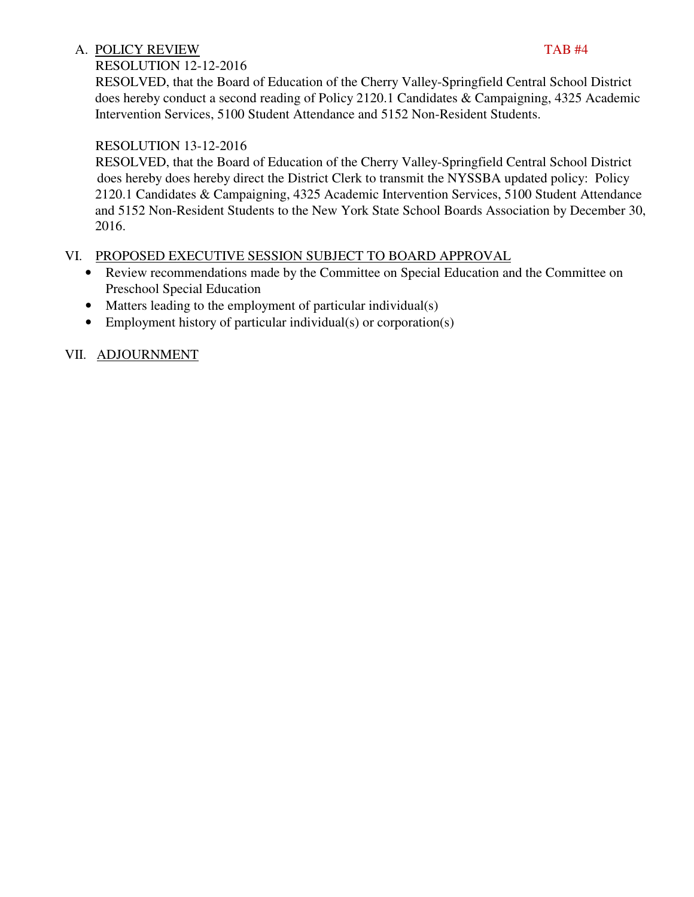A. <u>POLICY REVIEW</u> TAB #4

RESOLUTION 12-12-2016

RESOLVED, that the Board of Education of the Cherry Valley-Springfield Central School District does hereby conduct a second reading of Policy 2120.1 Candidates & Campaigning, 4325 Academic Intervention Services, 5100 Student Attendance and 5152 Non-Resident Students.

RESOLUTION 13-12-2016

RESOLVED, that the Board of Education of the Cherry Valley-Springfield Central School District does hereby does hereby direct the District Clerk to transmit the NYSSBA updated policy: Policy 2120.1 Candidates & Campaigning, 4325 Academic Intervention Services, 5100 Student Attendance and 5152 Non-Resident Students to the New York State School Boards Association by December 30, 2016.

VI. <u>PROPOSED EXECUTIVE SESSION SUBJECT TO BOARD APPROVAL</u>

- Review recommendations made by the Committee on Special Education and the Committee on Preschool Special Education
- Matters leading to the employment of particular individual(s)
- Employment history of particular individual(s) or corporation(s)

VII. <u>ADJOURNMENT</u>